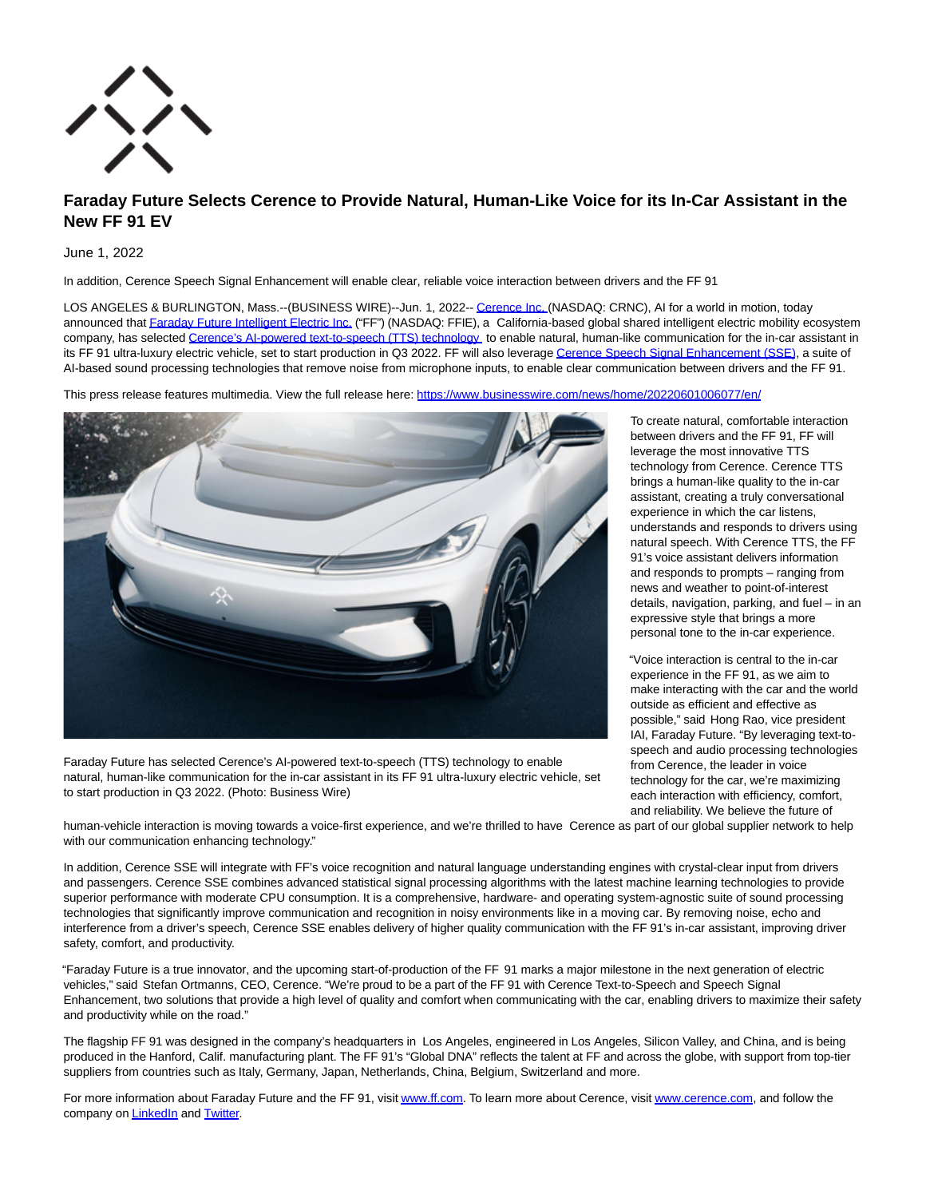# Faraday Future Selects Cerence to Provide Natural, Human-Like Voice for its In-Car Assistant in the New FF 91 EV

June 1, 2022

In addition, Cerence Speech Signal Enhancement will enable clear, reliable voice interaction between drivers and the FF 91

LOS ANGELES & BURLINGTON, Mass.--(BUSINESS WIRE)--Jun. 1, 2022-- Cerence Inc. (NASDAQ: CRNC), AI for a world in motion, today announced that Faraday Future Intelligent Electric Inc. ("FF") (NASDAQ: FFIE), a California-based global shared intelligent electric mobility ecosystem company, has selected Cerence's AI-powered text-to-speech (TTS) technology to enable natural, human-like communication for the in-car assistant in its FF 91 ultra-luxury electric vehicle, set to start production in Q3 2022. FF will also leverage Cerence Speech Signal Enhancement (SSE), a suite of AI-based sound processing technologies that remove noise from microphone inputs, to enable clear communication between drivers and the FF 91.

This press release features multimedia. View the full release here: https://www.businesswire.com/news/home/20220601006077/en/

Faraday Future has selected Cerence's AI-powered text-to-speech (TTS) technology to enable natural, human-like communication for the in-car assistant in its FF 91 ultra-luxury electric vehicle, set to start production in Q3 2022. (Photo: Business Wire)

To create natural, comfortable interaction between drivers and the FF 91, FF will leverage the most innovative TTS technology from Cerence. Cerence TTS brings a human-like quality to the in-car assistant, creating a truly conversational experience in which the car listens, understands and responds to drivers using natural speech. With Cerence TTS, the FF 91's voice assistant delivers information and responds to prompts – ranging from news and weather to point-of-interest details, navigation, parking, and fuel – in an expressive style that brings a more personal tone to the in-car experience.

"Voice interaction is central to the in-car experience in the FF 91, as we aim to make interacting with the car and the world outside as efficient and effective as possible," said Hong Rao, vice president IAI, Faraday Future. "By leveraging text-to-speech and audio processing technologies from Cerence, the leader in voice technology for the car, we're maximizing each interaction with efficiency, comfort, and reliability. We believe the future of human-vehicle interaction is moving towards a voice-first experience, and we're thrilled to have Cerence as part of our global supplier network to help with our communication enhancing technology."

In addition, Cerence SSE will integrate with FF's voice recognition and natural language understanding engines with crystal-clear input from drivers and passengers. Cerence SSE combines advanced statistical signal processing algorithms with the latest machine learning technologies to provide superior performance with moderate CPU consumption. It is a comprehensive, hardware- and operating system-agnostic suite of sound processing technologies that significantly improve communication and recognition in noisy environments like in a moving car. By removing noise, echo and interference from a driver's speech, Cerence SSE enables delivery of higher quality communication with the FF 91's in-car assistant, improving driver safety, comfort, and productivity.

"Faraday Future is a true innovator, and the upcoming start-of-production of the FF 91 marks a major milestone in the next generation of electric vehicles," said Stefan Ortmanns, CEO, Cerence. "We're proud to be a part of the FF 91 with Cerence Text-to-Speech and Speech Signal Enhancement, two solutions that provide a high level of quality and comfort when communicating with the car, enabling drivers to maximize their safety and productivity while on the road."

The flagship FF 91 was designed in the company's headquarters in Los Angeles, engineered in Los Angeles, Silicon Valley, and China, and is being produced in the Hanford, Calif. manufacturing plant. The FF 91's "Global DNA" reflects the talent at FF and across the globe, with support from top-tier suppliers from countries such as Italy, Germany, Japan, Netherlands, China, Belgium, Switzerland and more.

For more information about Faraday Future and the FF 91, visit www.ff.com. To learn more about Cerence, visit www.cerence.com, and follow the company on LinkedIn and Twitter.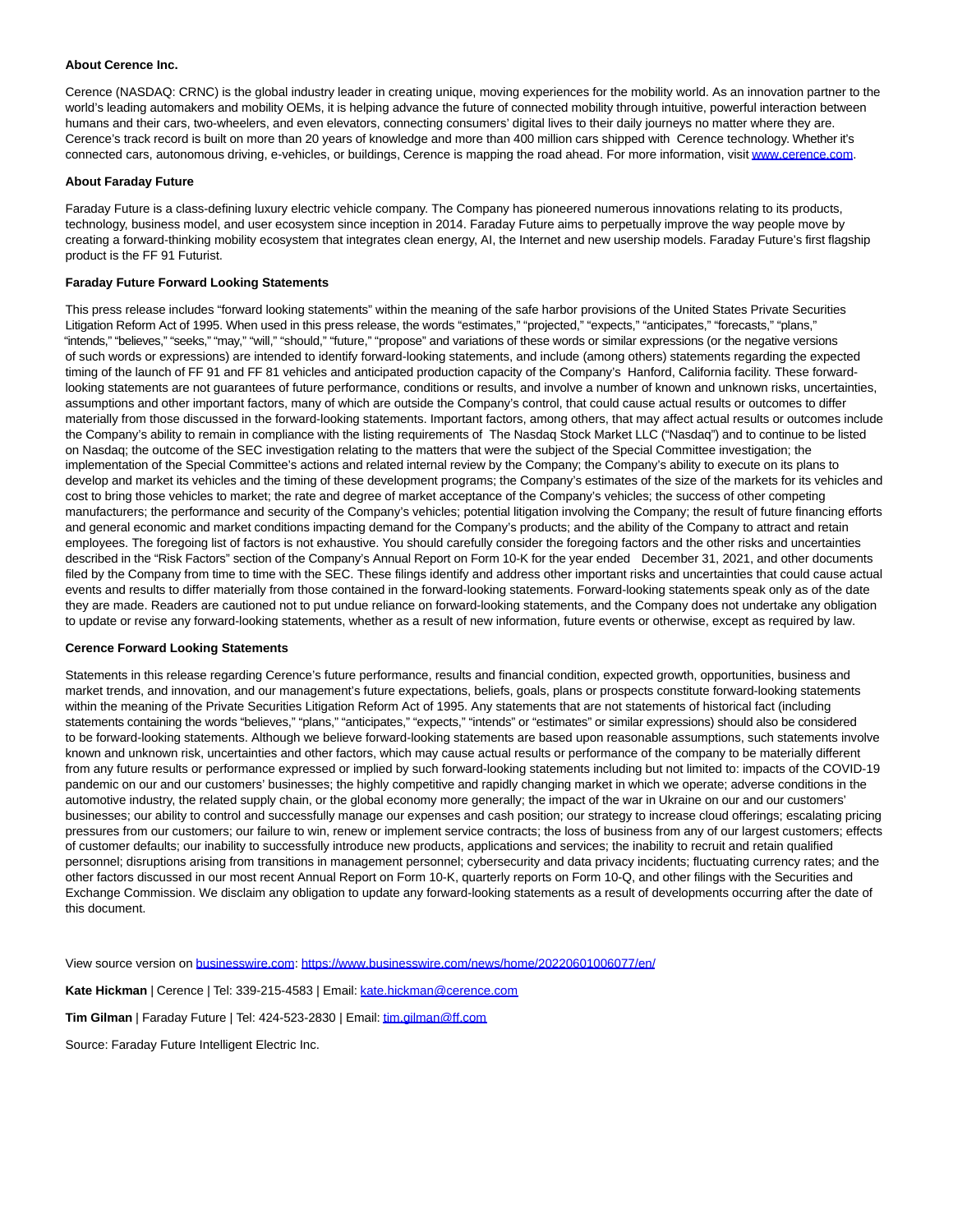**About Cerence Inc.**

Cerence (NASDAQ: CRNC) is the global industry leader in creating unique, moving experiences for the mobility world. As an innovation partner to the world's leading automakers and mobility OEMs, it is helping advance the future of connected mobility through intuitive, powerful interaction between humans and their cars, two-wheelers, and even elevators, connecting consumers' digital lives to their daily journeys no matter where they are. Cerence's track record is built on more than 20 years of knowledge and more than 400 million cars shipped with Cerence technology. Whether it's connected cars, autonomous driving, e-vehicles, or buildings, Cerence is mapping the road ahead. For more information, visit [www.cerence.com](http://www.cerence.com).

**About Faraday Future**

Faraday Future is a class-defining luxury electric vehicle company. The Company has pioneered numerous innovations relating to its products, technology, business model, and user ecosystem since inception in 2014. Faraday Future aims to perpetually improve the way people move by creating a forward-thinking mobility ecosystem that integrates clean energy, AI, the Internet and new usership models. Faraday Future's first flagship product is the FF 91 Futurist.

**Faraday Future Forward Looking Statements**

This press release includes "forward looking statements" within the meaning of the safe harbor provisions of the United States Private Securities Litigation Reform Act of 1995. When used in this press release, the words "estimates," "projected," "expects," "anticipates," "forecasts," "plans," "intends," "believes," "seeks," "may," "will," "should," "future," "propose" and variations of these words or similar expressions (or the negative versions of such words or expressions) are intended to identify forward-looking statements, and include (among others) statements regarding the expected timing of the launch of FF 91 and FF 81 vehicles and anticipated production capacity of the Company's Hanford, California facility. These forward-looking statements are not guarantees of future performance, conditions or results, and involve a number of known and unknown risks, uncertainties, assumptions and other important factors, many of which are outside the Company's control, that could cause actual results or outcomes to differ materially from those discussed in the forward-looking statements. Important factors, among others, that may affect actual results or outcomes include the Company's ability to remain in compliance with the listing requirements of The Nasdaq Stock Market LLC ("Nasdaq") and to continue to be listed on Nasdaq; the outcome of the SEC investigation relating to the matters that were the subject of the Special Committee investigation; the implementation of the Special Committee's actions and related internal review by the Company; the Company's ability to execute on its plans to develop and market its vehicles and the timing of these development programs; the Company's estimates of the size of the markets for its vehicles and cost to bring those vehicles to market; the rate and degree of market acceptance of the Company's vehicles; the success of other competing manufacturers; the performance and security of the Company's vehicles; potential litigation involving the Company; the result of future financing efforts and general economic and market conditions impacting demand for the Company's products; and the ability of the Company to attract and retain employees. The foregoing list of factors is not exhaustive. You should carefully consider the foregoing factors and the other risks and uncertainties described in the "Risk Factors" section of the Company's Annual Report on Form 10-K for the year ended December 31, 2021, and other documents filed by the Company from time to time with the SEC. These filings identify and address other important risks and uncertainties that could cause actual events and results to differ materially from those contained in the forward-looking statements. Forward-looking statements speak only as of the date they are made. Readers are cautioned not to put undue reliance on forward-looking statements, and the Company does not undertake any obligation to update or revise any forward-looking statements, whether as a result of new information, future events or otherwise, except as required by law.

**Cerence Forward Looking Statements**

Statements in this release regarding Cerence's future performance, results and financial condition, expected growth, opportunities, business and market trends, and innovation, and our management's future expectations, beliefs, goals, plans or prospects constitute forward-looking statements within the meaning of the Private Securities Litigation Reform Act of 1995. Any statements that are not statements of historical fact (including statements containing the words "believes," "plans," "anticipates," "expects," "intends" or "estimates" or similar expressions) should also be considered to be forward-looking statements. Although we believe forward-looking statements are based upon reasonable assumptions, such statements involve known and unknown risk, uncertainties and other factors, which may cause actual results or performance of the company to be materially different from any future results or performance expressed or implied by such forward-looking statements including but not limited to: impacts of the COVID-19 pandemic on our and our customers' businesses; the highly competitive and rapidly changing market in which we operate; adverse conditions in the automotive industry, the related supply chain, or the global economy more generally; the impact of the war in Ukraine on our and our customers' businesses; our ability to control and successfully manage our expenses and cash position; our strategy to increase cloud offerings; escalating pricing pressures from our customers; our failure to win, renew or implement service contracts; the loss of business from any of our largest customers; effects of customer defaults; our inability to successfully introduce new products, applications and services; the inability to recruit and retain qualified personnel; disruptions arising from transitions in management personnel; cybersecurity and data privacy incidents; fluctuating currency rates; and the other factors discussed in our most recent Annual Report on Form 10-K, quarterly reports on Form 10-Q, and other filings with the Securities and Exchange Commission. We disclaim any obligation to update any forward-looking statements as a result of developments occurring after the date of this document.

View source version on [businesswire.com](http://businesswire.com): [https://www.businesswire.com/news/home/20220601006077/en/](https://www.businesswire.com/news/home/20220601006077/en/)

**Kate Hickman** | Cerence | Tel: 339-215-4583 | Email: [kate.hickman@cerence.com](mailto:kate.hickman@cerence.com)

**Tim Gilman** | Faraday Future | Tel: 424-523-2830 | Email: [tim.gilman@ff.com](mailto:tim.gilman@ff.com)

Source: Faraday Future Intelligent Electric Inc.